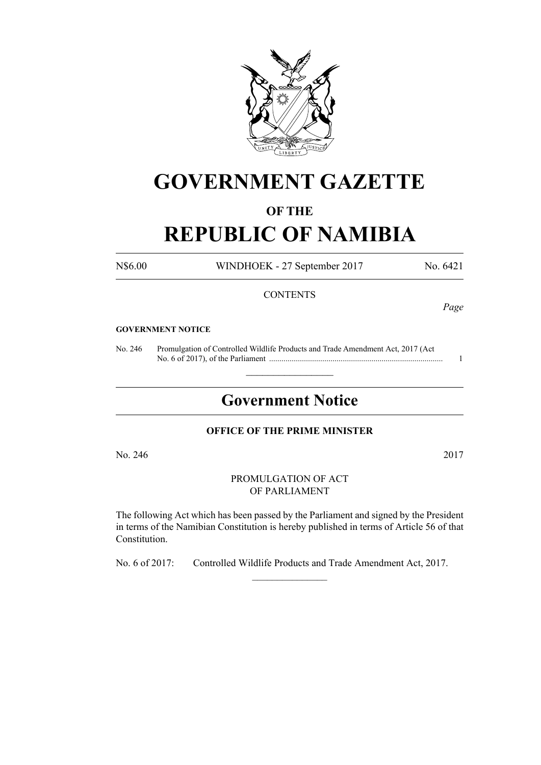# GOVERNMENT GAZETTE

## OF THE

# REPUBLIC OF NAMIBIA

N$6.00 WINDHOEK - 27 September 2017 No. 6421

CONTENTS

*Page*

**GOVERNMENT NOTICE**

No. 246 Promulgation of Controlled Wildlife Products and Trade Amendment Act, 2017 (Act No. 6 of 2017), of the Parliament ..................................................................................... 1

---

## Government Notice

**OFFICE OF THE PRIME MINISTER**

No. 246 2017

PROMULGATION OF ACT
OF PARLIAMENT

The following Act which has been passed by the Parliament and signed by the President in terms of the Namibian Constitution is hereby published in terms of Article 56 of that Constitution.

No. 6 of 2017: Controlled Wildlife Products and Trade Amendment Act, 2017.

---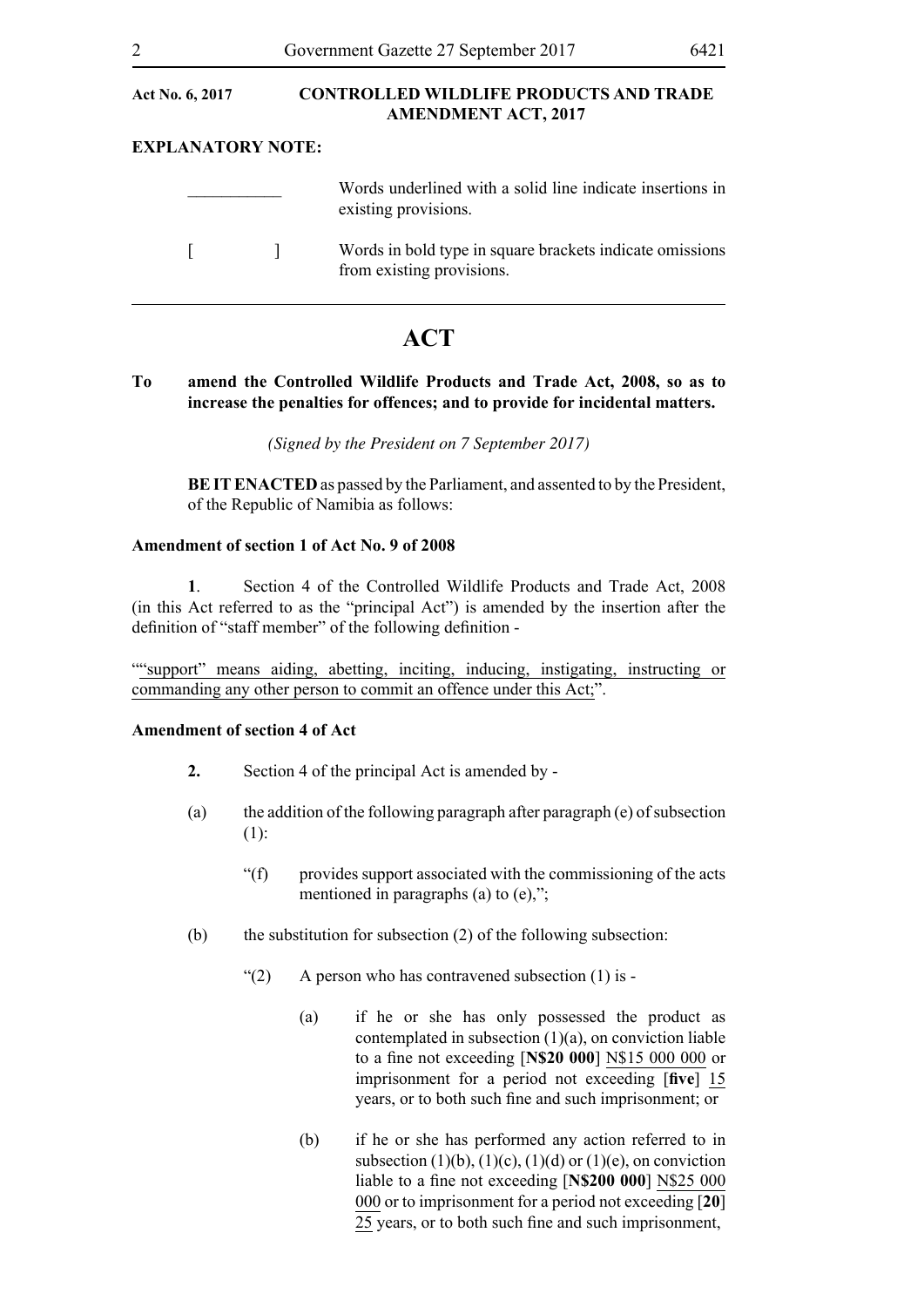**Act No. 6, 2017** | **CONTROLLED WILDLIFE PRODUCTS AND TRADE AMENDMENT ACT, 2017**

**EXPLANATORY NOTE:**

| | |
|---|---|
| ___________ | Words underlined with a solid line indicate insertions in existing provisions. |
| [ &nbsp;&nbsp;&nbsp;&nbsp;&nbsp;&nbsp; ] | Words in bold type in square brackets indicate omissions from existing provisions. |

---

# ACT

**To amend the Controlled Wildlife Products and Trade Act, 2008, so as to increase the penalties for offences; and to provide for incidental matters.**

*(Signed by the President on 7 September 2017)*

**BE IT ENACTED** as passed by the Parliament, and assented to by the President, of the Republic of Namibia as follows:

**Amendment of section 1 of Act No. 9 of 2008**

**1**. Section 4 of the Controlled Wildlife Products and Trade Act, 2008 (in this Act referred to as the "principal Act") is amended by the insertion after the definition of "staff member" of the following definition -

"<u>"support" means aiding, abetting, inciting, inducing, instigating, instructing or commanding any other person to commit an offence under this Act;</u>".

**Amendment of section 4 of Act**

**2.** Section 4 of the principal Act is amended by -

(a) the addition of the following paragraph after paragraph (e) of subsection (1):

"(f) provides support associated with the commissioning of the acts mentioned in paragraphs (a) to (e),";

(b) the substitution for subsection (2) of the following subsection:

"(2) A person who has contravened subsection (1) is -

(a) if he or she has only possessed the product as contemplated in subsection (1)(a), on conviction liable to a fine not exceeding [**N$20 000**] <u>N$15 000 000</u> or imprisonment for a period not exceeding [**five**] <u>15</u> years, or to both such fine and such imprisonment; or

(b) if he or she has performed any action referred to in subsection (1)(b), (1)(c), (1)(d) or (1)(e), on conviction liable to a fine not exceeding [**N$200 000**] <u>N$25 000 000</u> or to imprisonment for a period not exceeding [**20**] <u>25</u> years, or to both such fine and such imprisonment,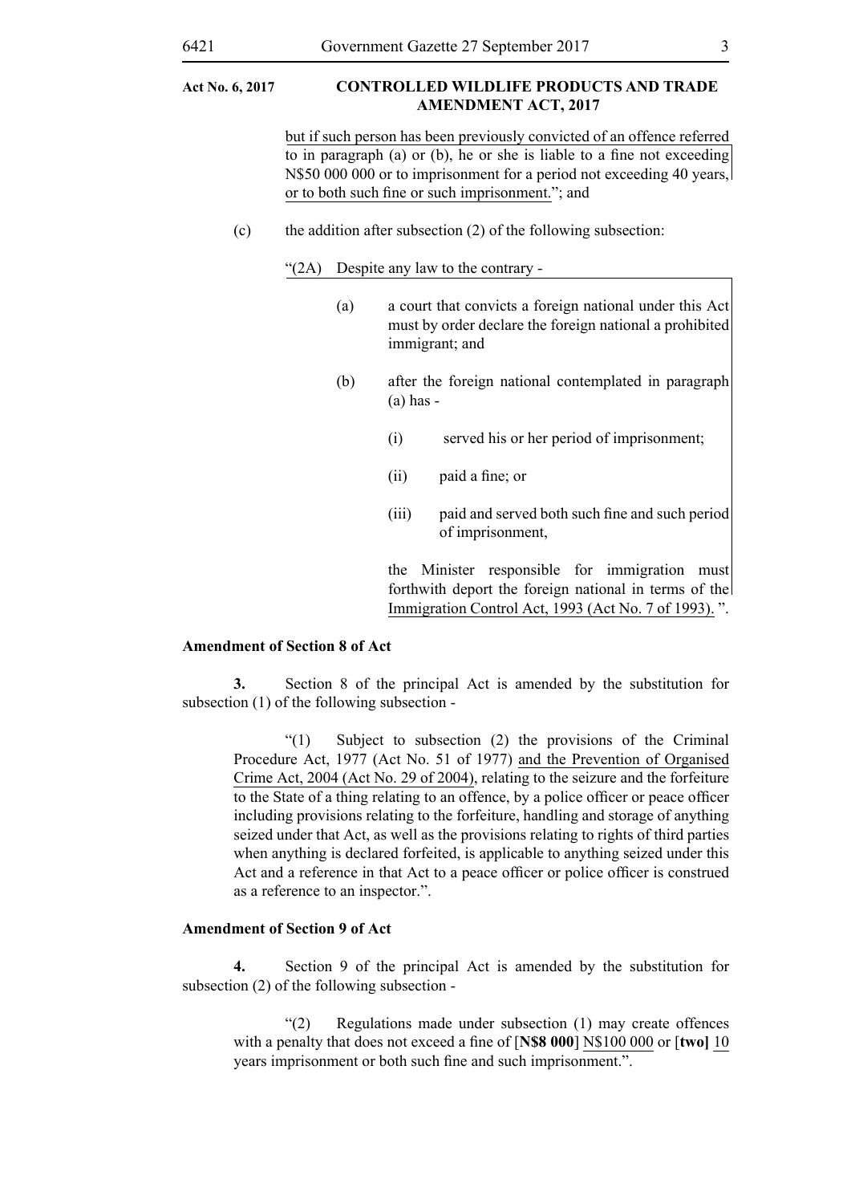but if such person has been previously convicted of an offence referred to in paragraph (a) or (b), he or she is liable to a fine not exceeding N$50 000 000 or to imprisonment for a period not exceeding 40 years, or to both such fine or such imprisonment."; and

(c) the addition after subsection (2) of the following subsection:

"(2A) Despite any law to the contrary -

(a) a court that convicts a foreign national under this Act must by order declare the foreign national a prohibited immigrant; and

(b) after the foreign national contemplated in paragraph (a) has -

(i) served his or her period of imprisonment;

(ii) paid a fine; or

(iii) paid and served both such fine and such period of imprisonment,

the Minister responsible for immigration must forthwith deport the foreign national in terms of the Immigration Control Act, 1993 (Act No. 7 of 1993). ".

**Amendment of Section 8 of Act**

**3.** Section 8 of the principal Act is amended by the substitution for subsection (1) of the following subsection -

"(1) Subject to subsection (2) the provisions of the Criminal Procedure Act, 1977 (Act No. 51 of 1977) and the Prevention of Organised Crime Act, 2004 (Act No. 29 of 2004), relating to the seizure and the forfeiture to the State of a thing relating to an offence, by a police officer or peace officer including provisions relating to the forfeiture, handling and storage of anything seized under that Act, as well as the provisions relating to rights of third parties when anything is declared forfeited, is applicable to anything seized under this Act and a reference in that Act to a peace officer or police officer is construed as a reference to an inspector.".

**Amendment of Section 9 of Act**

**4.** Section 9 of the principal Act is amended by the substitution for subsection (2) of the following subsection -

"(2) Regulations made under subsection (1) may create offences with a penalty that does not exceed a fine of [**N$8 000**] N$100 000 or [**two]** 10 years imprisonment or both such fine and such imprisonment.".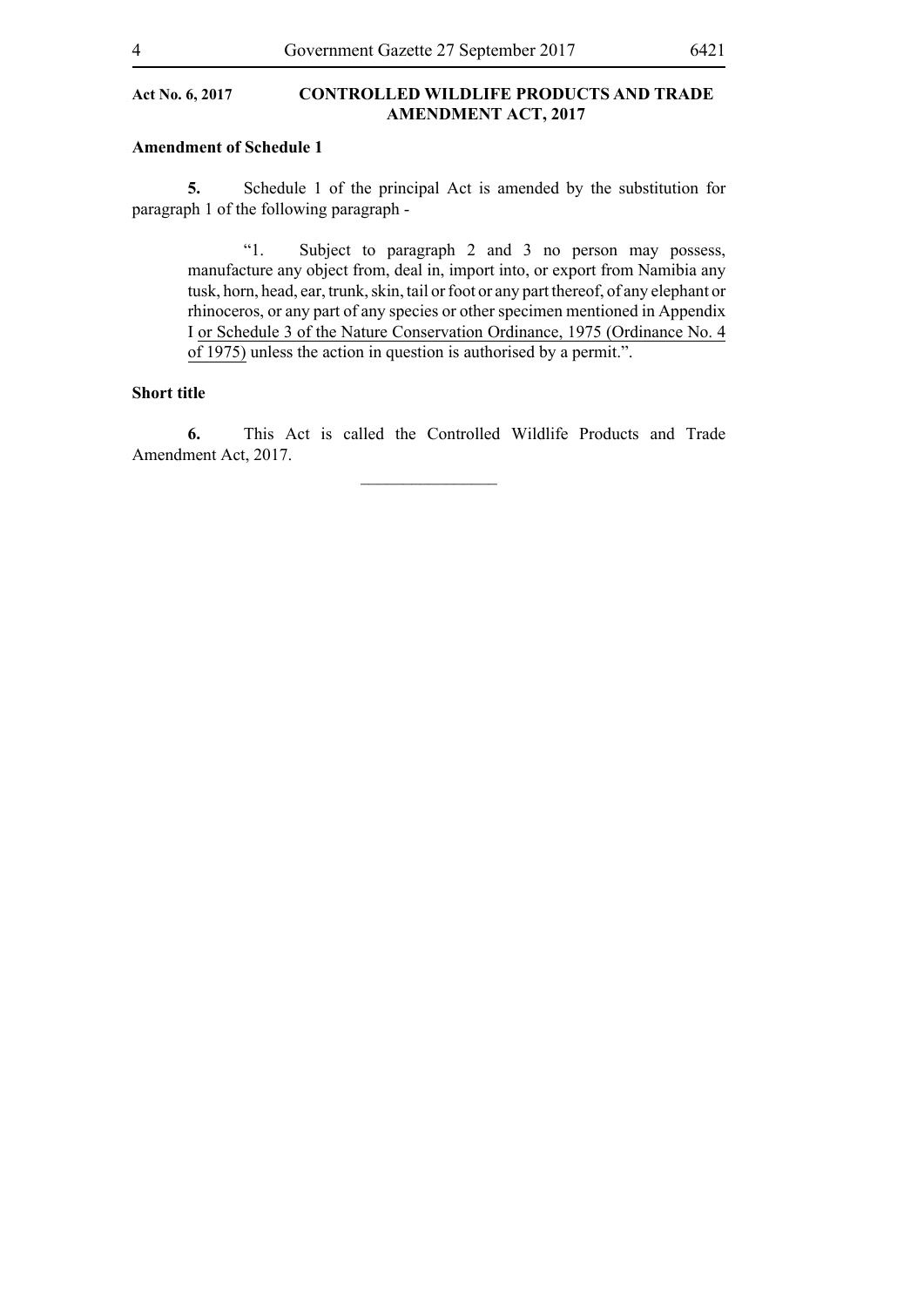#### Amendment of Schedule 1

**5.** Schedule 1 of the principal Act is amended by the substitution for paragraph 1 of the following paragraph -

> "1. Subject to paragraph 2 and 3 no person may possess, manufacture any object from, deal in, import into, or export from Namibia any tusk, horn, head, ear, trunk, skin, tail or foot or any part thereof, of any elephant or rhinoceros, or any part of any species or other specimen mentioned in Appendix I <u>or Schedule 3 of the Nature Conservation Ordinance, 1975 (Ordinance No. 4 of 1975)</u> unless the action in question is authorised by a permit.".

#### Short title

**6.** This Act is called the Controlled Wildlife Products and Trade Amendment Act, 2017.

________________